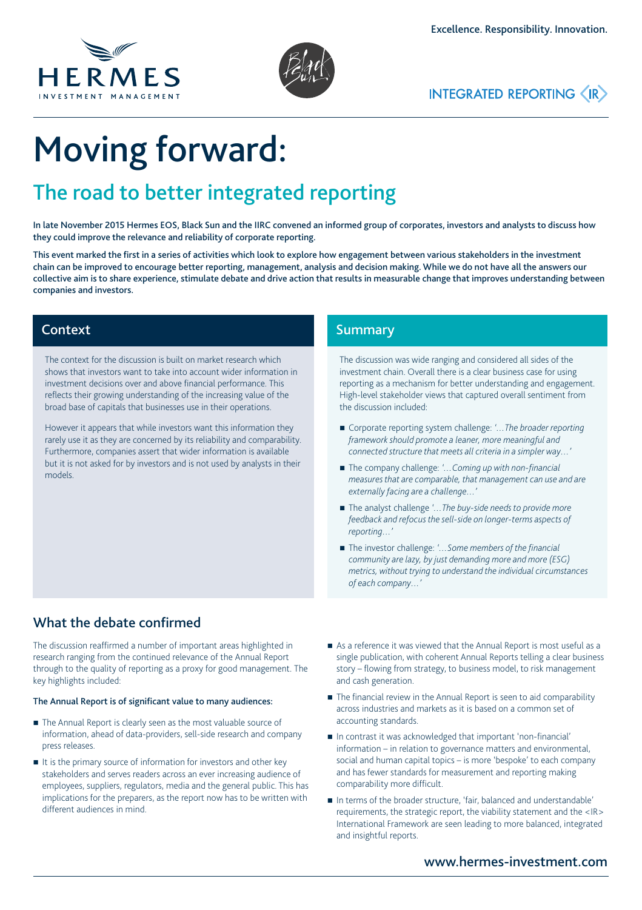Excellence. Responsibility. Innovation.

HERMES INVESTMENT MANAGEMENT

INTEGRATED REPORTING <IR>

# Moving forward:

## The road to better integrated reporting

**In late November 2015 Hermes EOS, Black Sun and the IIRC convened an informed group of corporates, investors and analysts to discuss how they could improve the relevance and reliability of corporate reporting.**

**This event marked the first in a series of activities which look to explore how engagement between various stakeholders in the investment chain can be improved to encourage better reporting, management, analysis and decision making. While we do not have all the answers our collective aim is to share experience, stimulate debate and drive action that results in measurable change that improves understanding between companies and investors.**

### Context

The context for the discussion is built on market research which shows that investors want to take into account wider information in investment decisions over and above financial performance. This reflects their growing understanding of the increasing value of the broad base of capitals that businesses use in their operations.

However it appears that while investors want this information they rarely use it as they are concerned by its reliability and comparability. Furthermore, companies assert that wider information is available but it is not asked for by investors and is not used by analysts in their models.

### Summary

The discussion was wide ranging and considered all sides of the investment chain. Overall there is a clear business case for using reporting as a mechanism for better understanding and engagement. High-level stakeholder views that captured overall sentiment from the discussion included:

- Corporate reporting system challenge: *'…The broader reporting framework should promote a leaner, more meaningful and connected structure that meets all criteria in a simpler way…'*
- The company challenge: *'…Coming up with non-financial measures that are comparable, that management can use and are externally facing are a challenge…'*
- The analyst challenge *'…The buy-side needs to provide more feedback and refocus the sell-side on longer-terms aspects of reporting…'*
- The investor challenge: *'…Some members of the financial community are lazy, by just demanding more and more (ESG) metrics, without trying to understand the individual circumstances of each company…'*

## What the debate confirmed

The discussion reaffirmed a number of important areas highlighted in research ranging from the continued relevance of the Annual Report through to the quality of reporting as a proxy for good management. The key highlights included:

**The Annual Report is of significant value to many audiences:**

- The Annual Report is clearly seen as the most valuable source of information, ahead of data-providers, sell-side research and company press releases.
- It is the primary source of information for investors and other key stakeholders and serves readers across an ever increasing audience of employees, suppliers, regulators, media and the general public. This has implications for the preparers, as the report now has to be written with different audiences in mind.
- As a reference it was viewed that the Annual Report is most useful as a single publication, with coherent Annual Reports telling a clear business story – flowing from strategy, to business model, to risk management and cash generation.
- The financial review in the Annual Report is seen to aid comparability across industries and markets as it is based on a common set of accounting standards.
- In contrast it was acknowledged that important 'non-financial' information – in relation to governance matters and environmental, social and human capital topics – is more 'bespoke' to each company and has fewer standards for measurement and reporting making comparability more difficult.
- In terms of the broader structure, 'fair, balanced and understandable' requirements, the strategic report, the viability statement and the <IR> International Framework are seen leading to more balanced, integrated and insightful reports.

www.hermes-investment.com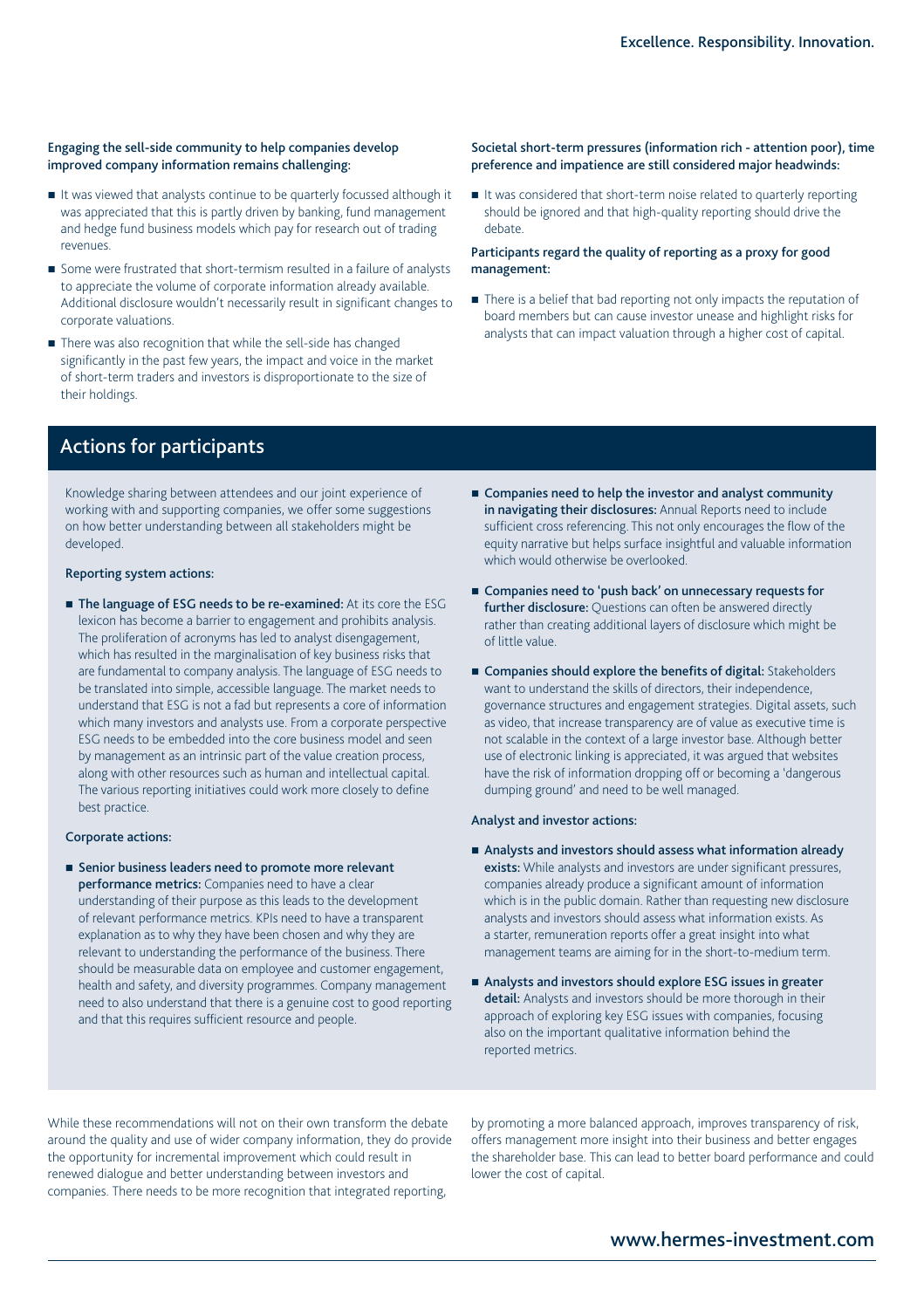**Engaging the sell-side community to help companies develop improved company information remains challenging:**

- It was viewed that analysts continue to be quarterly focussed although it was appreciated that this is partly driven by banking, fund management and hedge fund business models which pay for research out of trading revenues.
- Some were frustrated that short-termism resulted in a failure of analysts to appreciate the volume of corporate information already available. Additional disclosure wouldn't necessarily result in significant changes to corporate valuations.
- There was also recognition that while the sell-side has changed significantly in the past few years, the impact and voice in the market of short-term traders and investors is disproportionate to the size of their holdings.

**Societal short-term pressures (information rich - attention poor), time preference and impatience are still considered major headwinds:**

- It was considered that short-term noise related to quarterly reporting should be ignored and that high-quality reporting should drive the debate.

**Participants regard the quality of reporting as a proxy for good management:**

- There is a belief that bad reporting not only impacts the reputation of board members but can cause investor unease and highlight risks for analysts that can impact valuation through a higher cost of capital.

## Actions for participants

Knowledge sharing between attendees and our joint experience of working with and supporting companies, we offer some suggestions on how better understanding between all stakeholders might be developed.

### Reporting system actions:

- **The language of ESG needs to be re-examined:** At its core the ESG lexicon has become a barrier to engagement and prohibits analysis. The proliferation of acronyms has led to analyst disengagement, which has resulted in the marginalisation of key business risks that are fundamental to company analysis. The language of ESG needs to be translated into simple, accessible language. The market needs to understand that ESG is not a fad but represents a core of information which many investors and analysts use. From a corporate perspective ESG needs to be embedded into the core business model and seen by management as an intrinsic part of the value creation process, along with other resources such as human and intellectual capital. The various reporting initiatives could work more closely to define best practice.

### Corporate actions:

- **Senior business leaders need to promote more relevant performance metrics:** Companies need to have a clear understanding of their purpose as this leads to the development of relevant performance metrics. KPIs need to have a transparent explanation as to why they have been chosen and why they are relevant to understanding the performance of the business. There should be measurable data on employee and customer engagement, health and safety, and diversity programmes. Company management need to also understand that there is a genuine cost to good reporting and that this requires sufficient resource and people.
- **Companies need to help the investor and analyst community in navigating their disclosures:** Annual Reports need to include sufficient cross referencing. This not only encourages the flow of the equity narrative but helps surface insightful and valuable information which would otherwise be overlooked.
- **Companies need to 'push back' on unnecessary requests for further disclosure:** Questions can often be answered directly rather than creating additional layers of disclosure which might be of little value.
- **Companies should explore the benefits of digital:** Stakeholders want to understand the skills of directors, their independence, governance structures and engagement strategies. Digital assets, such as video, that increase transparency are of value as executive time is not scalable in the context of a large investor base. Although better use of electronic linking is appreciated, it was argued that websites have the risk of information dropping off or becoming a 'dangerous dumping ground' and need to be well managed.

### Analyst and investor actions:

- **Analysts and investors should assess what information already exists:** While analysts and investors are under significant pressures, companies already produce a significant amount of information which is in the public domain. Rather than requesting new disclosure analysts and investors should assess what information exists. As a starter, remuneration reports offer a great insight into what management teams are aiming for in the short-to-medium term.
- **Analysts and investors should explore ESG issues in greater detail:** Analysts and investors should be more thorough in their approach of exploring key ESG issues with companies, focusing also on the important qualitative information behind the reported metrics.

While these recommendations will not on their own transform the debate around the quality and use of wider company information, they do provide the opportunity for incremental improvement which could result in renewed dialogue and better understanding between investors and companies. There needs to be more recognition that integrated reporting, by promoting a more balanced approach, improves transparency of risk, offers management more insight into their business and better engages the shareholder base. This can lead to better board performance and could lower the cost of capital.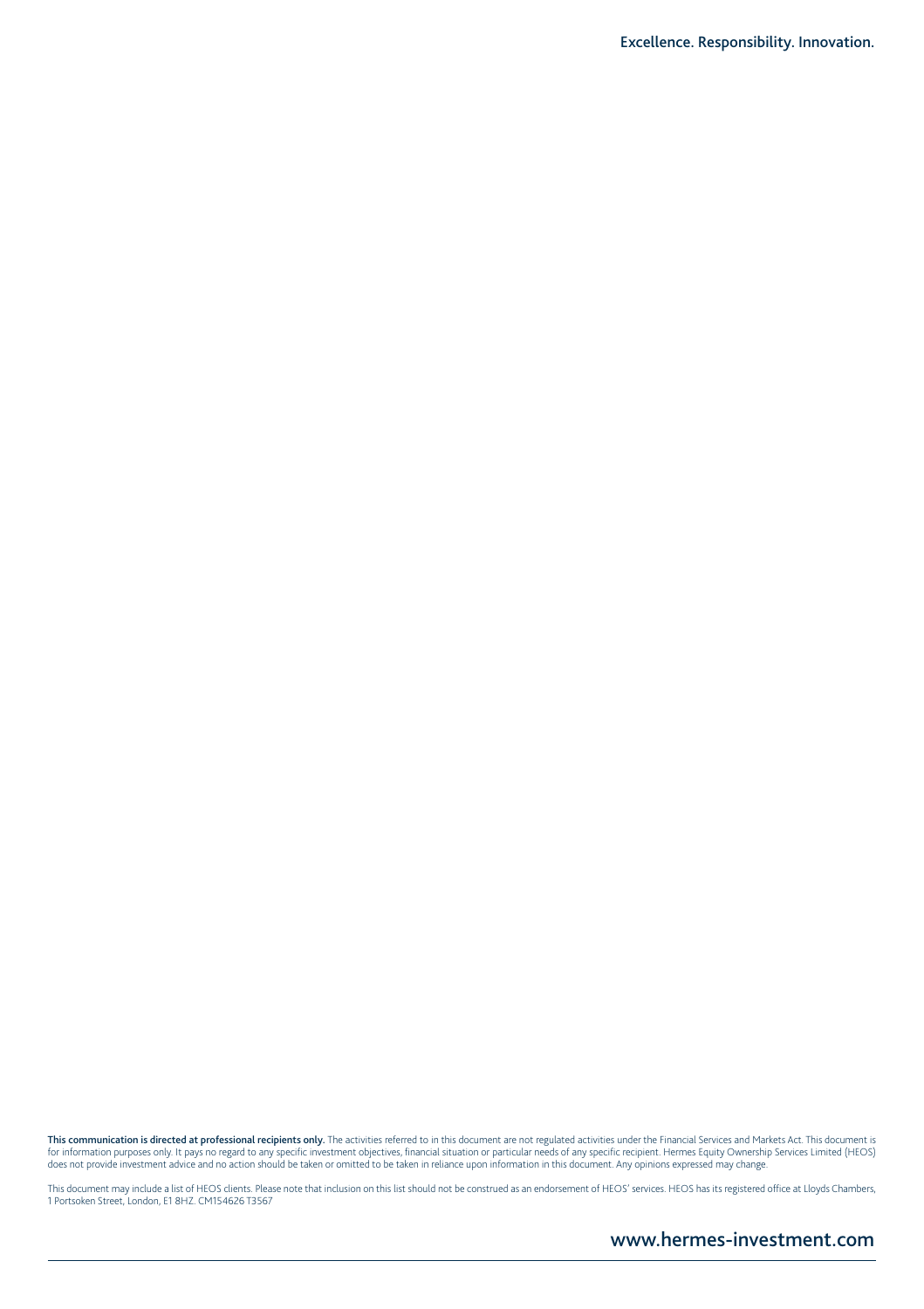Excellence. Responsibility. Innovation.

**This communication is directed at professional recipients only.** The activities referred to in this document are not regulated activities under the Financial Services and Markets Act. This document is for information purposes only. It pays no regard to any specific investment objectives, financial situation or particular needs of any specific recipient. Hermes Equity Ownership Services Limited (HEOS) does not provide investment advice and no action should be taken or omitted to be taken in reliance upon information in this document. Any opinions expressed may change.

This document may include a list of HEOS clients. Please note that inclusion on this list should not be construed as an endorsement of HEOS' services. HEOS has its registered office at Lloyds Chambers, 1 Portsoken Street, London, E1 8HZ. CM154626 T3567

www.hermes-investment.com